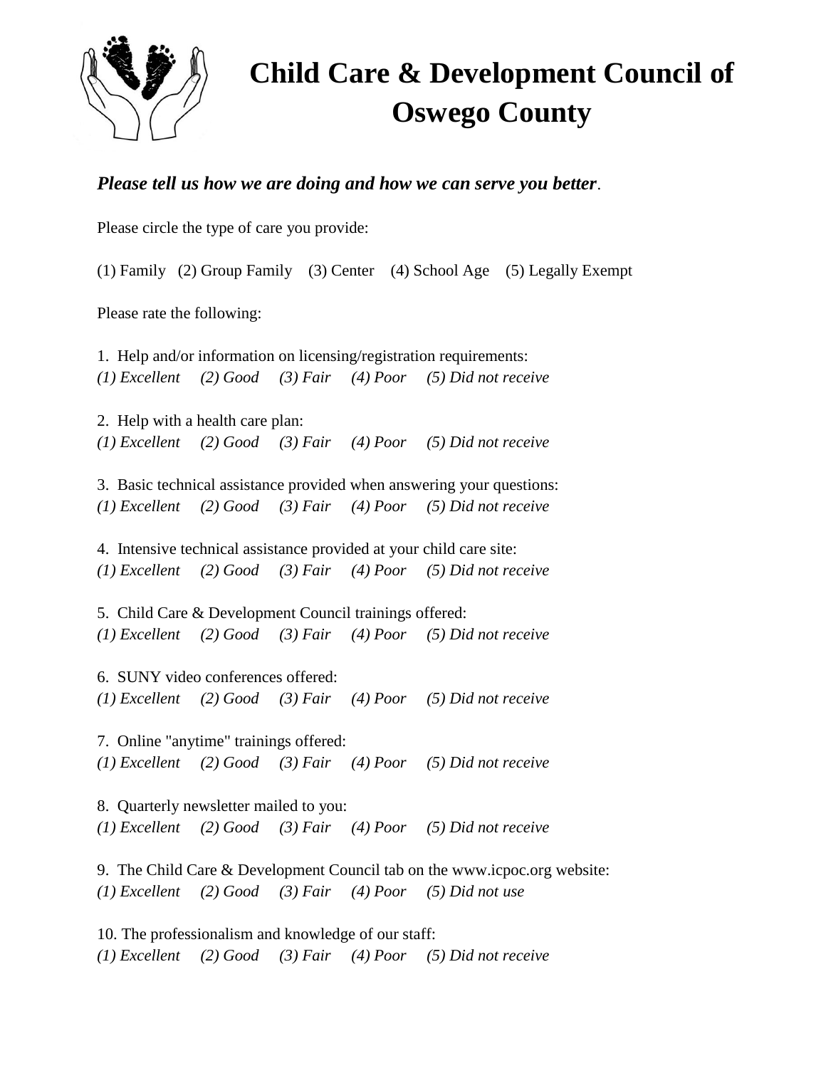# Child Care & Development Council of Oswego County

***Please tell us how we are doing and how we can serve you better***.

Please circle the type of care you provide:

(1) Family (2) Group Family (3) Center (4) School Age (5) Legally Exempt

Please rate the following:

1. Help and/or information on licensing/registration requirements:
*(1) Excellent (2) Good (3) Fair (4) Poor (5) Did not receive*

2. Help with a health care plan:
*(1) Excellent (2) Good (3) Fair (4) Poor (5) Did not receive*

3. Basic technical assistance provided when answering your questions:
*(1) Excellent (2) Good (3) Fair (4) Poor (5) Did not receive*

4. Intensive technical assistance provided at your child care site:
*(1) Excellent (2) Good (3) Fair (4) Poor (5) Did not receive*

5. Child Care & Development Council trainings offered:
*(1) Excellent (2) Good (3) Fair (4) Poor (5) Did not receive*

6. SUNY video conferences offered:
*(1) Excellent (2) Good (3) Fair (4) Poor (5) Did not receive*

7. Online "anytime" trainings offered:
*(1) Excellent (2) Good (3) Fair (4) Poor (5) Did not receive*

8. Quarterly newsletter mailed to you:
*(1) Excellent (2) Good (3) Fair (4) Poor (5) Did not receive*

9. The Child Care & Development Council tab on the www.icpoc.org website:
*(1) Excellent (2) Good (3) Fair (4) Poor (5) Did not use*

10. The professionalism and knowledge of our staff:
*(1) Excellent (2) Good (3) Fair (4) Poor (5) Did not receive*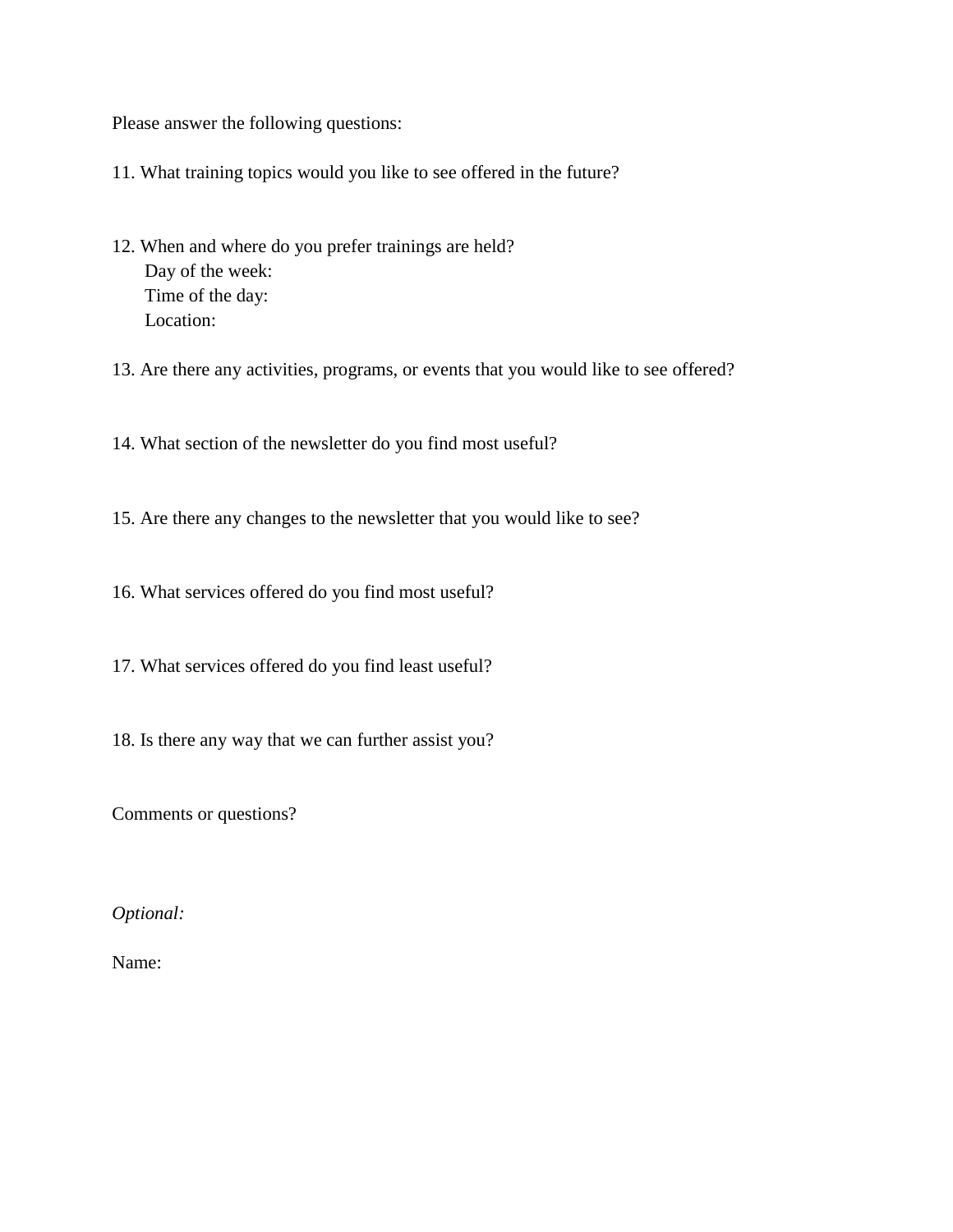Please answer the following questions:

11. What training topics would you like to see offered in the future?

12. When and where do you prefer trainings are held?
    Day of the week:
    Time of the day:
    Location:

13. Are there any activities, programs, or events that you would like to see offered?

14. What section of the newsletter do you find most useful?

15. Are there any changes to the newsletter that you would like to see?

16. What services offered do you find most useful?

17. What services offered do you find least useful?

18. Is there any way that we can further assist you?

Comments or questions?

*Optional:*

Name: